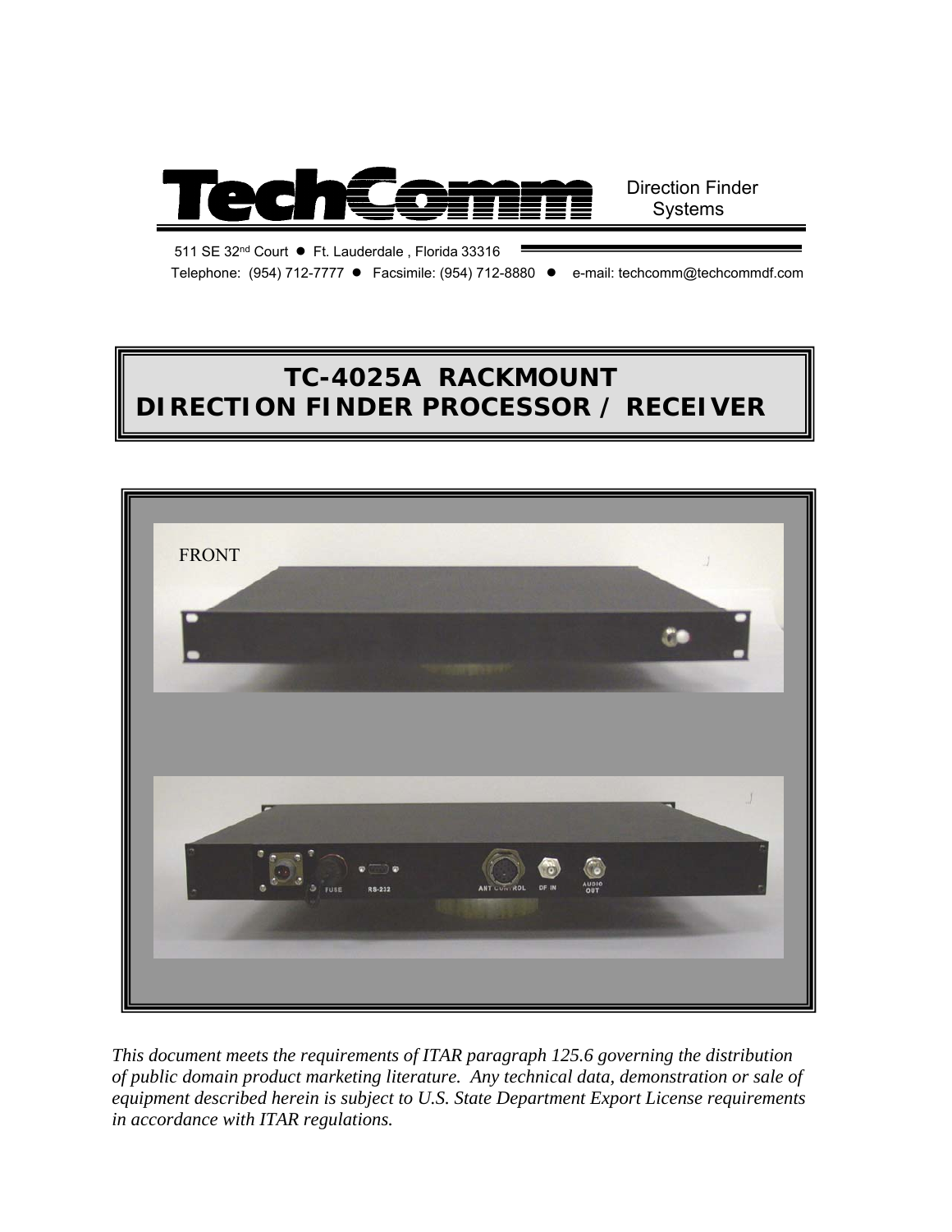**TechComm** Direction Finder Systems

511 SE 32nd Court ● Ft. Lauderdale , Florida 33316

Telephone: (954) 712-7777 ● Facsimile: (954) 712-8880 ● e-mail: techcomm@techcommdf.com

# TC-4025A RACKMOUNT DIRECTION FINDER PROCESSOR / RECEIVER

FRONT

FUSE RS-232 ANT CONTROL DF IN AUDIO OUT

*This document meets the requirements of ITAR paragraph 125.6 governing the distribution of public domain product marketing literature. Any technical data, demonstration or sale of equipment described herein is subject to U.S. State Department Export License requirements in accordance with ITAR regulations.*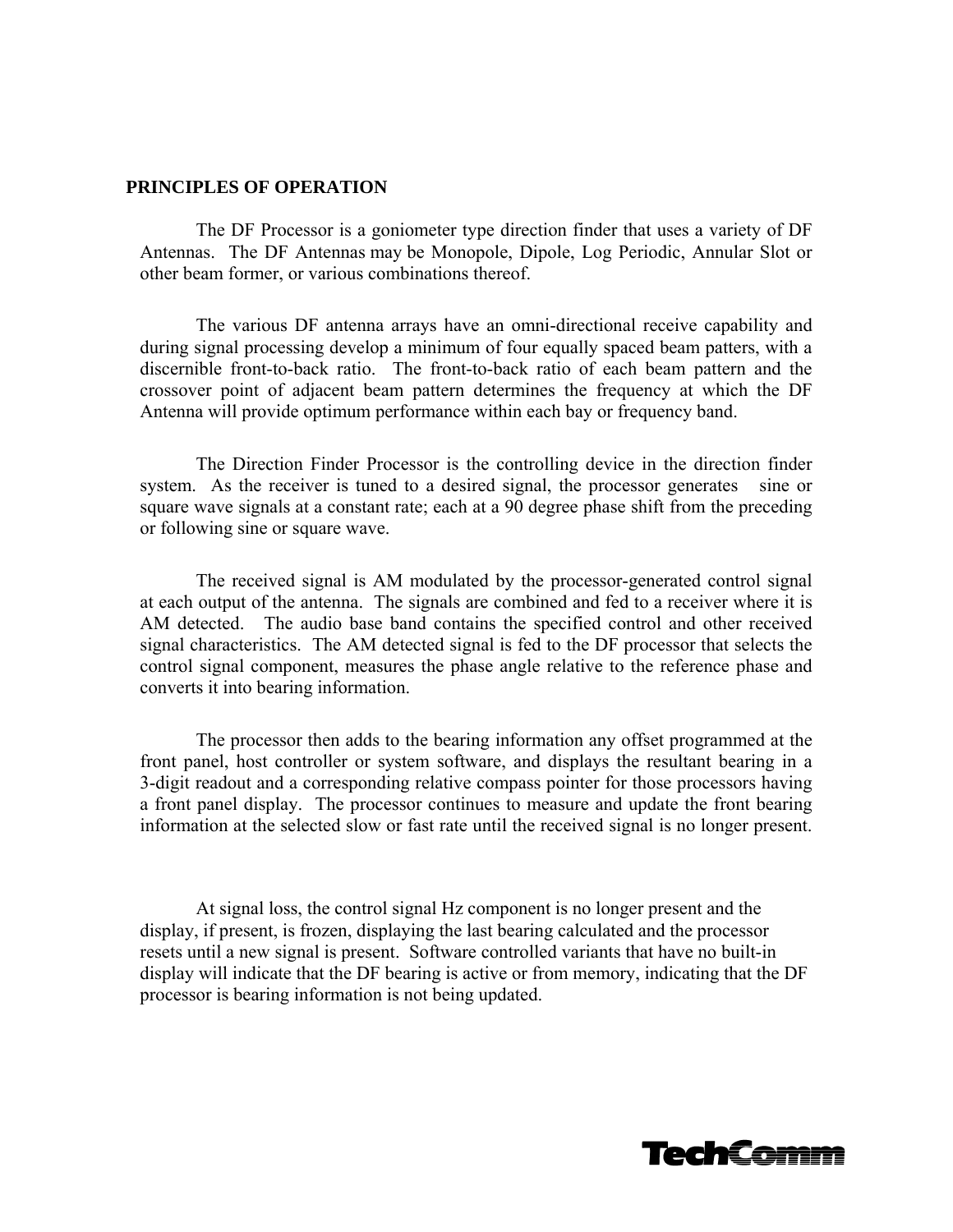**PRINCIPLES OF OPERATION**

The DF Processor is a goniometer type direction finder that uses a variety of DF Antennas. The DF Antennas may be Monopole, Dipole, Log Periodic, Annular Slot or other beam former, or various combinations thereof.

The various DF antenna arrays have an omni-directional receive capability and during signal processing develop a minimum of four equally spaced beam patters, with a discernible front-to-back ratio. The front-to-back ratio of each beam pattern and the crossover point of adjacent beam pattern determines the frequency at which the DF Antenna will provide optimum performance within each bay or frequency band.

The Direction Finder Processor is the controlling device in the direction finder system. As the receiver is tuned to a desired signal, the processor generates sine or square wave signals at a constant rate; each at a 90 degree phase shift from the preceding or following sine or square wave.

The received signal is AM modulated by the processor-generated control signal at each output of the antenna. The signals are combined and fed to a receiver where it is AM detected. The audio base band contains the specified control and other received signal characteristics. The AM detected signal is fed to the DF processor that selects the control signal component, measures the phase angle relative to the reference phase and converts it into bearing information.

The processor then adds to the bearing information any offset programmed at the front panel, host controller or system software, and displays the resultant bearing in a 3-digit readout and a corresponding relative compass pointer for those processors having a front panel display. The processor continues to measure and update the front bearing information at the selected slow or fast rate until the received signal is no longer present.

At signal loss, the control signal Hz component is no longer present and the display, if present, is frozen, displaying the last bearing calculated and the processor resets until a new signal is present. Software controlled variants that have no built-in display will indicate that the DF bearing is active or from memory, indicating that the DF processor is bearing information is not being updated.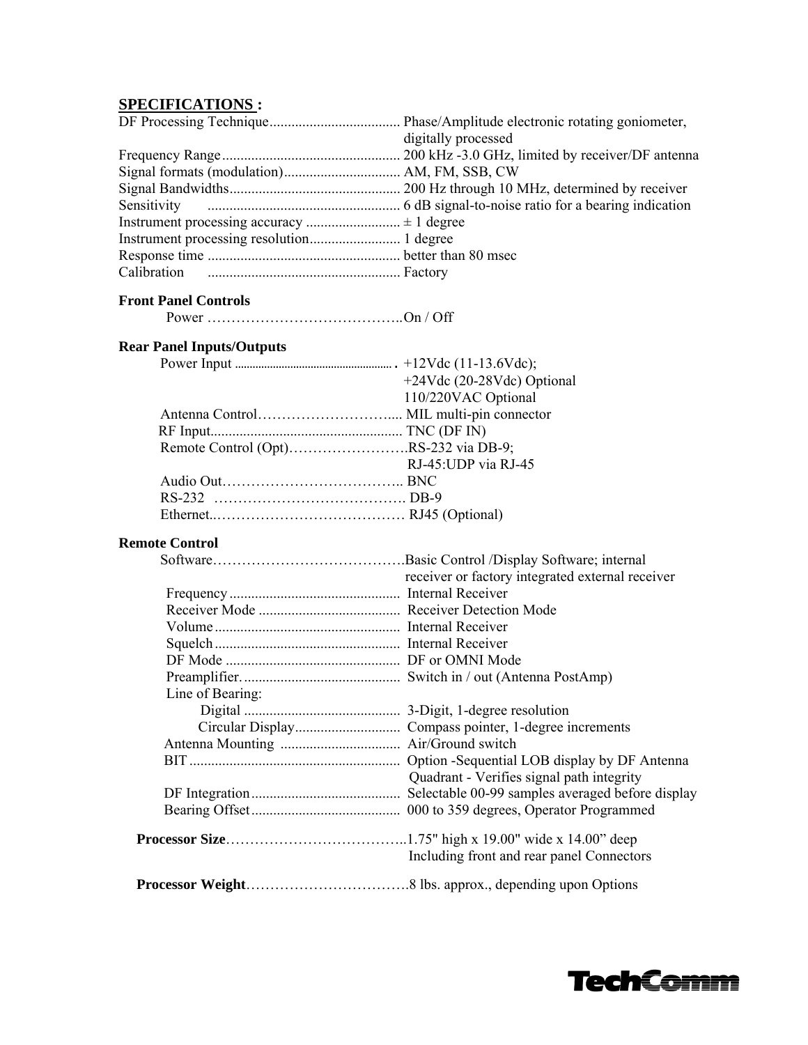## SPECIFICATIONS :

DF Processing Technique.................................... Phase/Amplitude electronic rotating goniometer, digitally processed
Frequency Range................................................. 200 kHz -3.0 GHz, limited by receiver/DF antenna
Signal formats (modulation)................................ AM, FM, SSB, CW
Signal Bandwidths............................................... 200 Hz through 10 MHz, determined by receiver
Sensitivity ..................................................... 6 dB signal-to-noise ratio for a bearing indication
Instrument processing accuracy .......................... ± 1 degree
Instrument processing resolution......................... 1 degree
Response time ..................................................... better than 80 msec
Calibration ..................................................... Factory

**Front Panel Controls**

Power …………………………………..On / Off

**Rear Panel Inputs/Outputs**

Power Input ....................................................... +12Vdc (11-13.6Vdc); +24Vdc (20-28Vdc) Optional; 110/220VAC Optional
Antenna Control………………………... MIL multi-pin connector
RF Input.................................................... TNC (DF IN)
Remote Control (Opt)…………………….RS-232 via DB-9; RJ-45:UDP via RJ-45
Audio Out……………………………….. BNC
RS-232 …………………………………. DB-9
Ethernet..………………………………… RJ45 (Optional)

**Remote Control**

Software………………………………….Basic Control /Display Software; internal receiver or factory integrated external receiver
Frequency............................................... Internal Receiver
Receiver Mode ....................................... Receiver Detection Mode
Volume................................................... Internal Receiver
Squelch................................................... Internal Receiver
DF Mode ................................................ DF or OMNI Mode
Preamplifier............................................ Switch in / out (Antenna PostAmp)
Line of Bearing:
Digital ........................................... 3-Digit, 1-degree resolution
Circular Display............................. Compass pointer, 1-degree increments
Antenna Mounting ................................. Air/Ground switch
BIT.......................................................... Option -Sequential LOB display by DF Antenna Quadrant - Verifies signal path integrity
DF Integration......................................... Selectable 00-99 samples averaged before display
Bearing Offset......................................... 000 to 359 degrees, Operator Programmed

**Processor Size**………………………………..1.75" high x 19.00" wide x 14.00" deep
Including front and rear panel Connectors

**Processor Weight**…………………………….8 lbs. approx., depending upon Options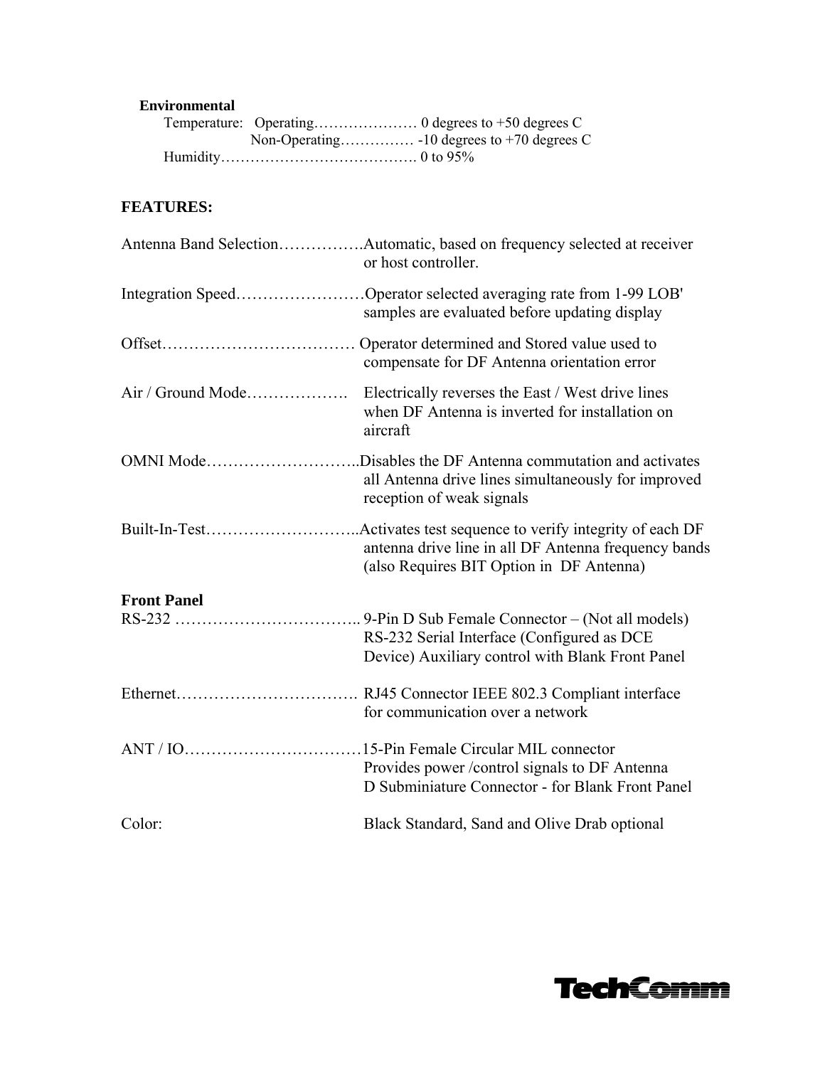**Environmental**

Temperature: Operating………………… 0 degrees to +50 degrees C
Non-Operating………….. -10 degrees to +70 degrees C
Humidity…………………………………. 0 to 95%

**FEATURES:**

Antenna Band Selection…………….Automatic, based on frequency selected at receiver or host controller.

Integration Speed……………………Operator selected averaging rate from 1-99 LOB' samples are evaluated before updating display

Offset……………………………… Operator determined and Stored value used to compensate for DF Antenna orientation error

Air / Ground Mode………………. Electrically reverses the East / West drive lines when DF Antenna is inverted for installation on aircraft

OMNI Mode………………………..Disables the DF Antenna commutation and activates all Antenna drive lines simultaneously for improved reception of weak signals

Built-In-Test………………………..Activates test sequence to verify integrity of each DF antenna drive line in all DF Antenna frequency bands (also Requires BIT Option in DF Antenna)

**Front Panel**

RS-232 …………………………….. 9-Pin D Sub Female Connector – (Not all models) RS-232 Serial Interface (Configured as DCE Device) Auxiliary control with Blank Front Panel

Ethernet……………………………. RJ45 Connector IEEE 802.3 Compliant interface for communication over a network

ANT / IO……………………………15-Pin Female Circular MIL connector Provides power /control signals to DF Antenna D Subminiature Connector - for Blank Front Panel

Color: Black Standard, Sand and Olive Drab optional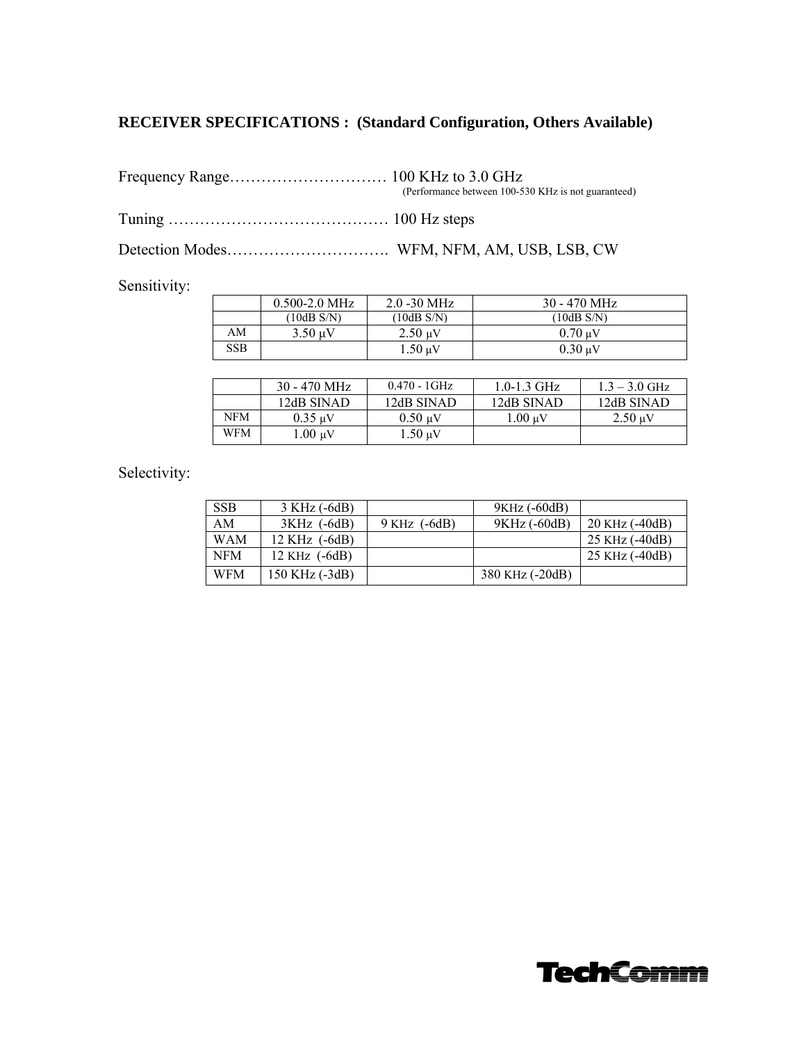**RECEIVER SPECIFICATIONS : (Standard Configuration, Others Available)**

Frequency Range………………………… 100 KHz to 3.0 GHz
(Performance between 100-530 KHz is not guaranteed)

Tuning …………………………………… 100 Hz steps

Detection Modes…………………………. WFM, NFM, AM, USB, LSB, CW

Sensitivity:

| | 0.500-2.0 MHz | 2.0 -30 MHz | 30 - 470 MHz |
|---|---|---|---|
| | (10dB S/N) | (10dB S/N) | (10dB S/N) |
| AM | 3.50 μV | 2.50 μV | 0.70 μV |
| SSB | | 1.50 μV | 0.30 μV |

| | 30 - 470 MHz | 0.470 - 1GHz | 1.0-1.3 GHz | 1.3 – 3.0 GHz |
|---|---|---|---|---|
| | 12dB SINAD | 12dB SINAD | 12dB SINAD | 12dB SINAD |
| NFM | 0.35 μV | 0.50 μV | 1.00 μV | 2.50 μV |
| WFM | 1.00 μV | 1.50 μV | | |

Selectivity:

| | | | | |
|---|---|---|---|---|
| SSB | 3 KHz (-6dB) | | 9KHz (-60dB) | |
| AM | 3KHz (-6dB) | 9 KHz (-6dB) | 9KHz (-60dB) | 20 KHz (-40dB) |
| WAM | 12 KHz (-6dB) | | | 25 KHz (-40dB) |
| NFM | 12 KHz (-6dB) | | | 25 KHz (-40dB) |
| WFM | 150 KHz (-3dB) | | 380 KHz (-20dB) | |

TechComm